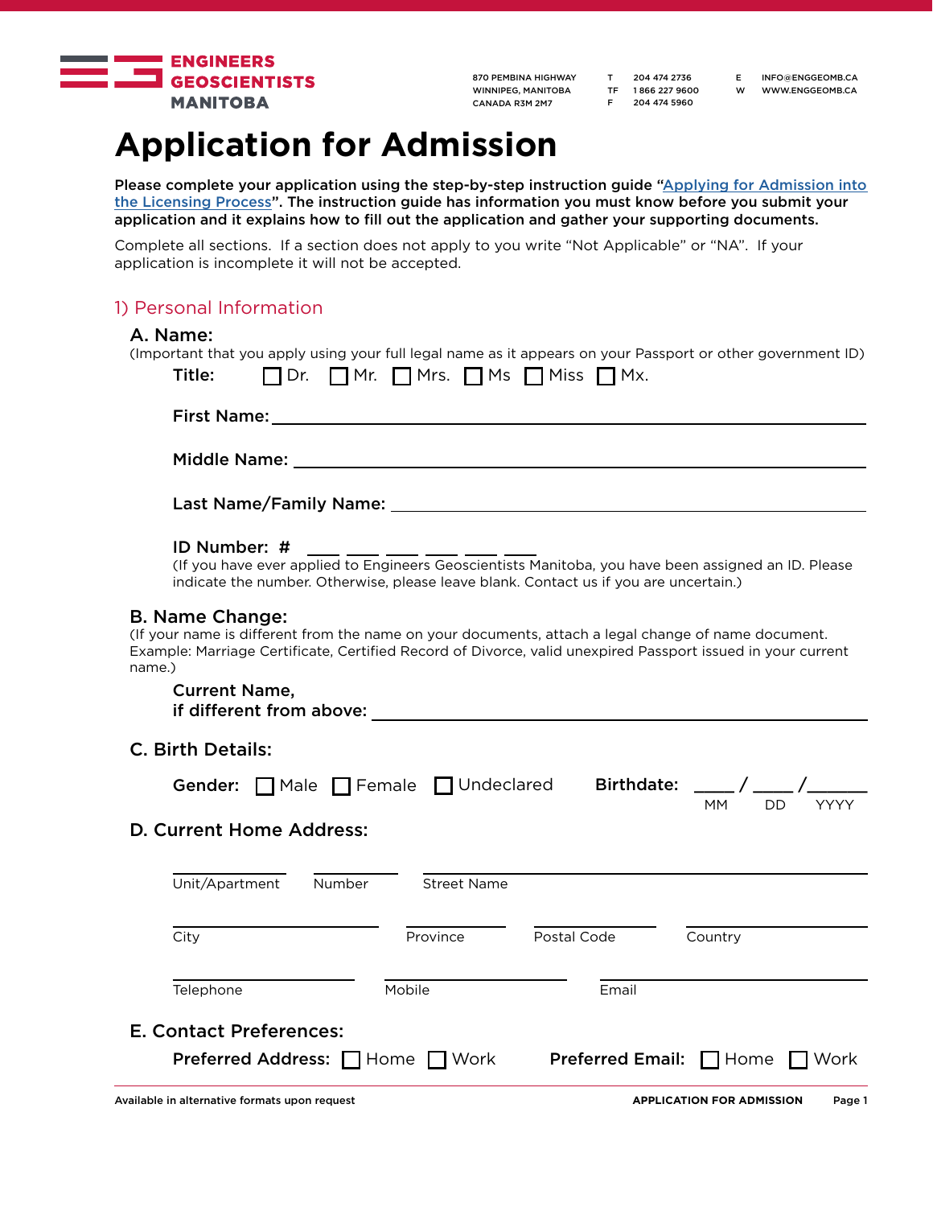ENGINEERS GEOSCIENTISTS MANITOBA

870 PEMBINA HIGHWAY
WINNIPEG, MANITOBA
CANADA R3M 2M7

T 204 474 2736
TF 1 866 227 9600
F 204 474 5960

E INFO@ENGGEOMB.CA
W WWW.ENGGEOMB.CA

# Application for Admission

**Please complete your application using the step-by-step instruction guide "Applying for Admission into the Licensing Process". The instruction guide has information you must know before you submit your application and it explains how to fill out the application and gather your supporting documents.**

Complete all sections. If a section does not apply to you write "Not Applicable" or "NA". If your application is incomplete it will not be accepted.

## 1) Personal Information

### A. Name:

(Important that you apply using your full legal name as it appears on your Passport or other government ID)

**Title:** ☐ Dr. ☐ Mr. ☐ Mrs. ☐ Ms ☐ Miss ☐ Mx.

**First Name:** ______________________________

**Middle Name:** ______________________________

**Last Name/Family Name:** ______________________________

**ID Number: #** ___ ___ ___ ___ ___ ___

(If you have ever applied to Engineers Geoscientists Manitoba, you have been assigned an ID. Please indicate the number. Otherwise, please leave blank. Contact us if you are uncertain.)

### B. Name Change:

(If your name is different from the name on your documents, attach a legal change of name document. Example: Marriage Certificate, Certified Record of Divorce, valid unexpired Passport issued in your current name.)

**Current Name, if different from above:** ______________________________

### C. Birth Details:

**Gender:** ☐ Male ☐ Female ☐ Undeclared

**Birthdate:** ____ / ____ / ______
MM DD YYYY

### D. Current Home Address:

Unit/Apartment ______ Number ______ Street Name ______

City ______ Province ______ Postal Code ______ Country ______

Telephone ______ Mobile ______ Email ______

### E. Contact Preferences:

**Preferred Address:** ☐ Home ☐ Work

**Preferred Email:** ☐ Home ☐ Work

Available in alternative formats upon request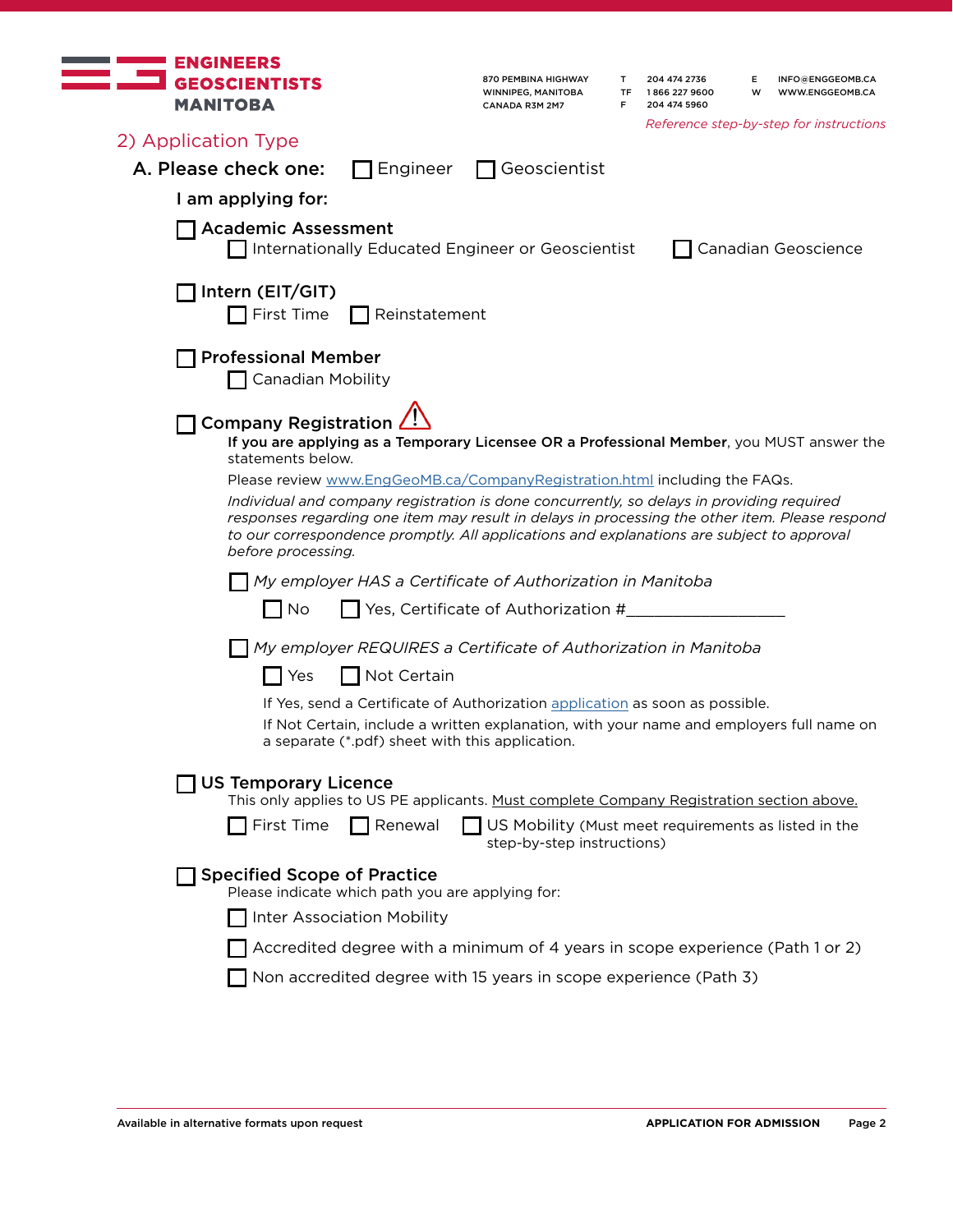ENGINEERS GEOSCIENTISTS MANITOBA

870 PEMBINA HIGHWAY
WINNIPEG, MANITOBA
CANADA R3M 2M7

T 204 474 2736
TF 1 866 227 9600
F 204 474 5960

E INFO@ENGGEOMB.CA
W WWW.ENGGEOMB.CA

*Reference step-by-step for instructions*

## 2) Application Type

**A. Please check one:** ☐ Engineer ☐ Geoscientist

**I am applying for:**

☐ **Academic Assessment**
- ☐ Internationally Educated Engineer or Geoscientist ☐ Canadian Geoscience

☐ **Intern (EIT/GIT)**
- ☐ First Time ☐ Reinstatement

☐ **Professional Member**
- ☐ Canadian Mobility

☐ **Company Registration** ⚠

**If you are applying as a Temporary Licensee OR a Professional Member**, you MUST answer the statements below.

Please review www.EngGeoMB.ca/CompanyRegistration.html including the FAQs.

*Individual and company registration is done concurrently, so delays in providing required responses regarding one item may result in delays in processing the other item. Please respond to our correspondence promptly. All applications and explanations are subject to approval before processing.*

☐ *My employer HAS a Certificate of Authorization in Manitoba*
- ☐ No ☐ Yes, Certificate of Authorization #___________________

☐ *My employer REQUIRES a Certificate of Authorization in Manitoba*
- ☐ Yes ☐ Not Certain

If Yes, send a Certificate of Authorization application as soon as possible.

If Not Certain, include a written explanation, with your name and employers full name on a separate (*.pdf) sheet with this application.

☐ **US Temporary Licence**

This only applies to US PE applicants. Must complete Company Registration section above.
- ☐ First Time ☐ Renewal ☐ US Mobility (Must meet requirements as listed in the step-by-step instructions)

☐ **Specified Scope of Practice**

Please indicate which path you are applying for:
- ☐ Inter Association Mobility
- ☐ Accredited degree with a minimum of 4 years in scope experience (Path 1 or 2)
- ☐ Non accredited degree with 15 years in scope experience (Path 3)

Available in alternative formats upon request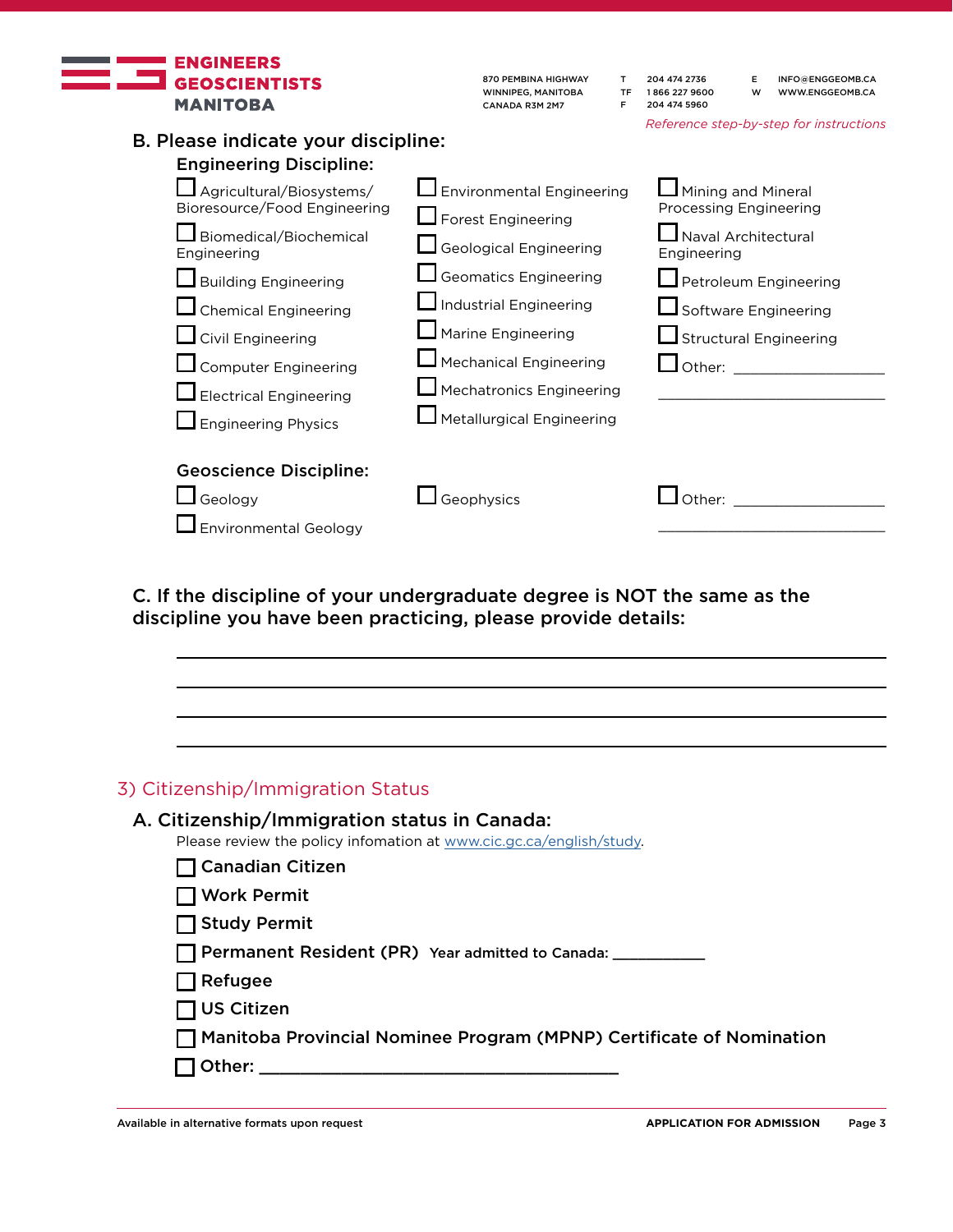## B. Please indicate your discipline:

### Engineering Discipline:

- ☐ Agricultural/Biosystems/Bioresource/Food Engineering
- ☐ Biomedical/Biochemical Engineering
- ☐ Building Engineering
- ☐ Chemical Engineering
- ☐ Civil Engineering
- ☐ Computer Engineering
- ☐ Electrical Engineering
- ☐ Engineering Physics
- ☐ Environmental Engineering
- ☐ Forest Engineering
- ☐ Geological Engineering
- ☐ Geomatics Engineering
- ☐ Industrial Engineering
- ☐ Marine Engineering
- ☐ Mechanical Engineering
- ☐ Mechatronics Engineering
- ☐ Metallurgical Engineering
- ☐ Mining and Mineral Processing Engineering
- ☐ Naval Architectural Engineering
- ☐ Petroleum Engineering
- ☐ Software Engineering
- ☐ Structural Engineering
- ☐ Other: ____________________

_______________________________

### Geoscience Discipline:

- ☐ Geology
- ☐ Environmental Geology
- ☐ Geophysics
- ☐ Other: ____________________

_______________________________

## C. If the discipline of your undergraduate degree is NOT the same as the discipline you have been practicing, please provide details:

_______________________________________________________________

_______________________________________________________________

_______________________________________________________________

_______________________________________________________________

# 3) Citizenship/Immigration Status

## A. Citizenship/Immigration status in Canada:

Please review the policy infomation at www.cic.gc.ca/english/study.

- ☐ **Canadian Citizen**
- ☐ **Work Permit**
- ☐ **Study Permit**
- ☐ **Permanent Resident (PR)** Year admitted to Canada: ___________
- ☐ **Refugee**
- ☐ **US Citizen**
- ☐ **Manitoba Provincial Nominee Program (MPNP) Certificate of Nomination**
- ☐ **Other:** ________________________________________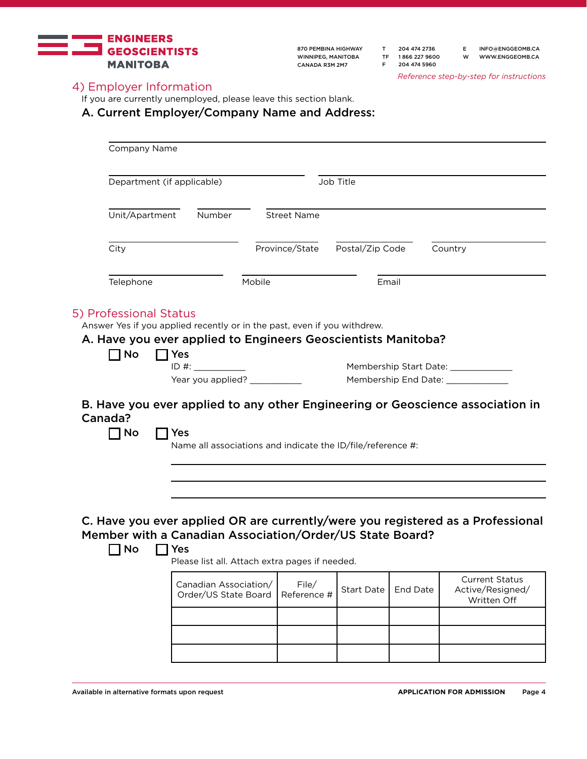*Reference step-by-step for instructions*

## 4) Employer Information

If you are currently unemployed, please leave this section blank.

### A. Current Employer/Company Name and Address:

Company Name

Department (if applicable) | Job Title

Unit/Apartment | Number | Street Name

City | Province/State | Postal/Zip Code | Country

Telephone | Mobile | Email

## 5) Professional Status

Answer Yes if you applied recently or in the past, even if you withdrew.

### A. Have you ever applied to Engineers Geoscientists Manitoba?

☐ No ☐ Yes

ID #: ___________ Membership Start Date: _____________

Year you applied? ___________ Membership End Date: _____________

### B. Have you ever applied to any other Engineering or Geoscience association in Canada?

☐ No ☐ Yes

Name all associations and indicate the ID/file/reference #:

### C. Have you ever applied OR are currently/were you registered as a Professional Member with a Canadian Association/Order/US State Board?

☐ No ☐ Yes

Please list all. Attach extra pages if needed.

| Canadian Association/ Order/US State Board | File/ Reference # | Start Date | End Date | Current Status Active/Resigned/ Written Off |
|---|---|---|---|---|
| | | | | |
| | | | | |
| | | | | |

Available in alternative formats upon request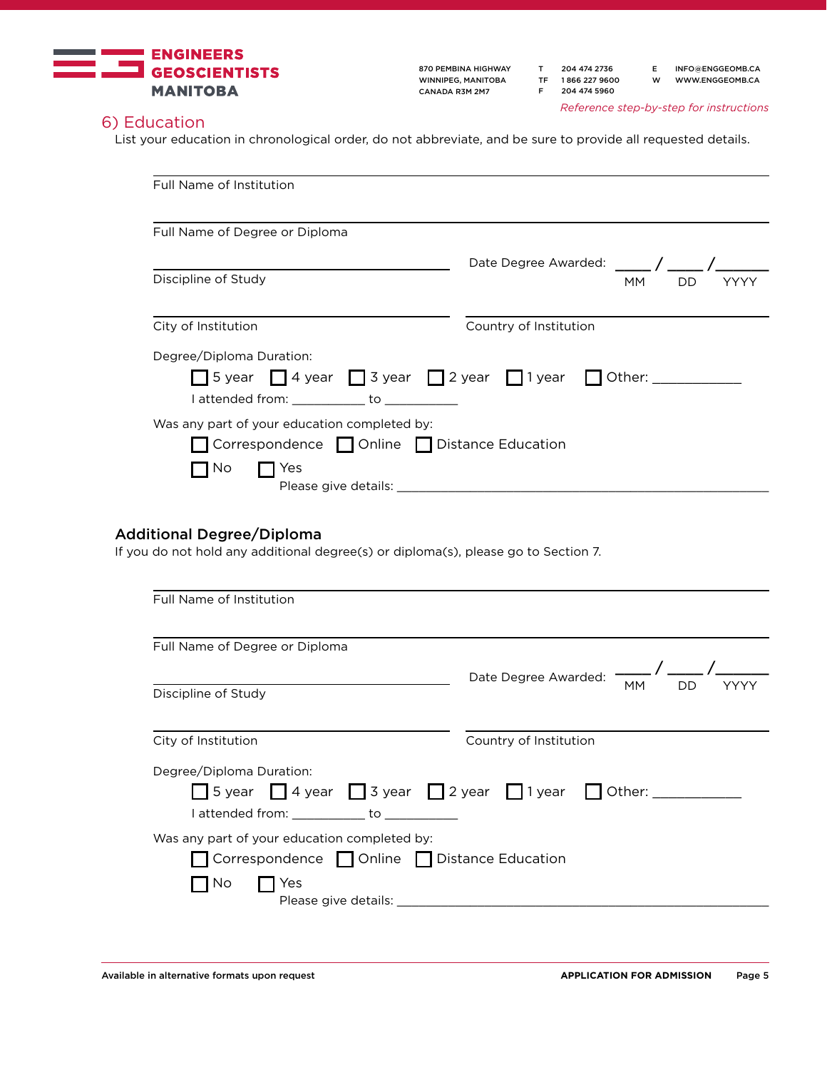ENGINEERS GEOSCIENTISTS MANITOBA

870 PEMBINA HIGHWAY
WINNIPEG, MANITOBA
CANADA R3M 2M7

T 204 474 2736
TF 1 866 227 9600
F 204 474 5960

E INFO@ENGGEOMB.CA
W WWW.ENGGEOMB.CA

*Reference step-by-step for instructions*

## 6) Education

List your education in chronological order, do not abbreviate, and be sure to provide all requested details.

Full Name of Institution

Full Name of Degree or Diploma

Discipline of Study

Date Degree Awarded: ____ / ____ / ______
MM DD YYYY

City of Institution

Country of Institution

Degree/Diploma Duration:

☐ 5 year ☐ 4 year ☐ 3 year ☐ 2 year ☐ 1 year ☐ Other: ___________

I attended from: __________ to __________

Was any part of your education completed by:

☐ Correspondence ☐ Online ☐ Distance Education

☐ No ☐ Yes

Please give details: ______________________________________________________

### Additional Degree/Diploma

If you do not hold any additional degree(s) or diploma(s), please go to Section 7.

Full Name of Institution

Full Name of Degree or Diploma

Discipline of Study

Date Degree Awarded: ____ / ____ / ______
MM DD YYYY

City of Institution

Country of Institution

Degree/Diploma Duration:

☐ 5 year ☐ 4 year ☐ 3 year ☐ 2 year ☐ 1 year ☐ Other: ___________

I attended from: __________ to __________

Was any part of your education completed by:

☐ Correspondence ☐ Online ☐ Distance Education

☐ No ☐ Yes

Please give details: ______________________________________________________

Available in alternative formats upon request

APPLICATION FOR ADMISSION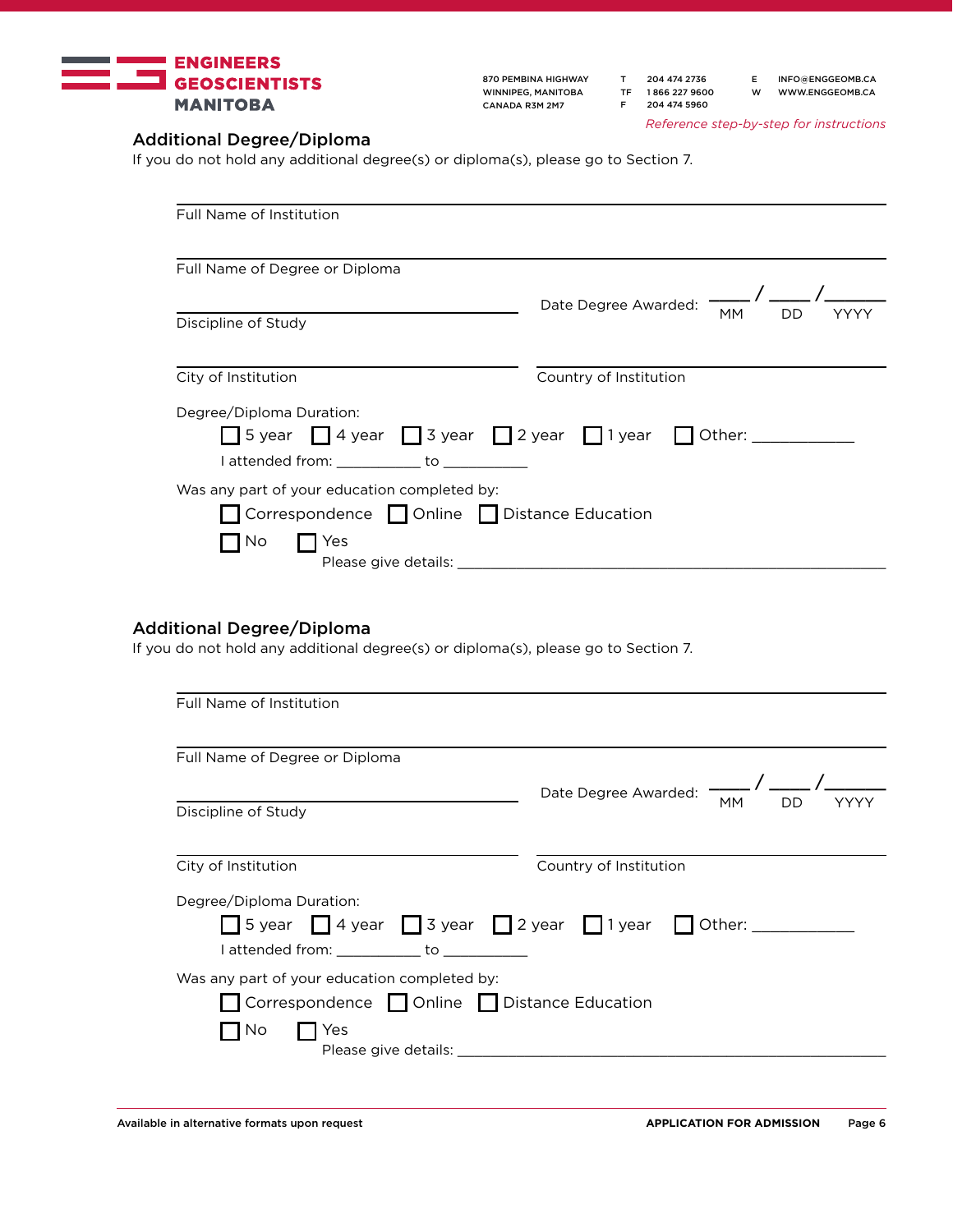*Reference step-by-step for instructions*

## Additional Degree/Diploma

If you do not hold any additional degree(s) or diploma(s), please go to Section 7.

Full Name of Institution

Full Name of Degree or Diploma

Discipline of Study

Date Degree Awarded: ____ / ____ / ______ (MM DD YYYY)

City of Institution

Country of Institution

Degree/Diploma Duration:

☐ 5 year ☐ 4 year ☐ 3 year ☐ 2 year ☐ 1 year ☐ Other: ____________

I attended from: __________ to __________

Was any part of your education completed by:

☐ Correspondence ☐ Online ☐ Distance Education

☐ No ☐ Yes

Please give details: ______________________________________________

## Additional Degree/Diploma

If you do not hold any additional degree(s) or diploma(s), please go to Section 7.

Full Name of Institution

Full Name of Degree or Diploma

Discipline of Study

Date Degree Awarded: ____ / ____ / ______ (MM DD YYYY)

City of Institution

Country of Institution

Degree/Diploma Duration:

☐ 5 year ☐ 4 year ☐ 3 year ☐ 2 year ☐ 1 year ☐ Other: ____________

I attended from: __________ to __________

Was any part of your education completed by:

☐ Correspondence ☐ Online ☐ Distance Education

☐ No ☐ Yes

Please give details: ______________________________________________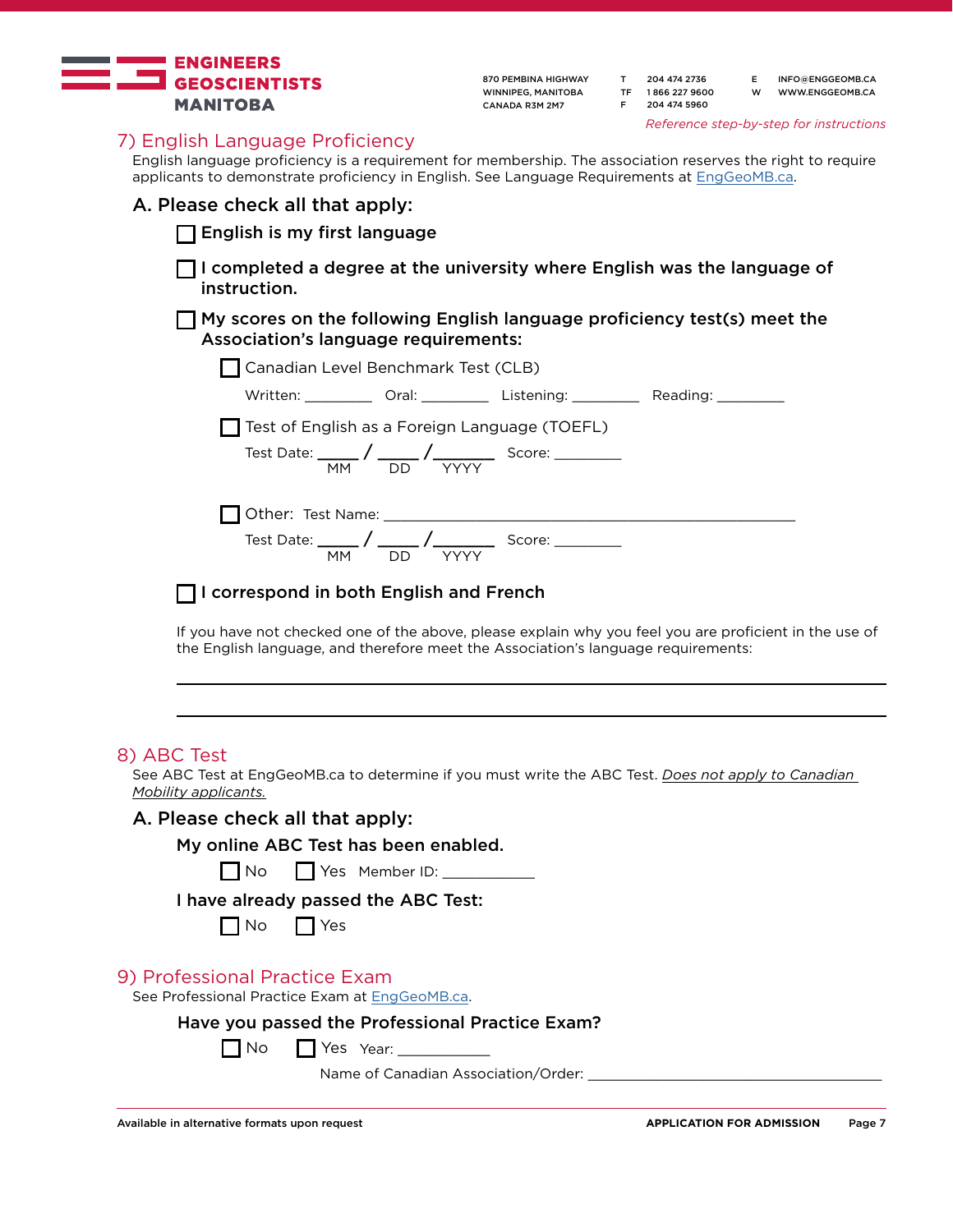*Reference step-by-step for instructions*

## 7) English Language Proficiency

English language proficiency is a requirement for membership. The association reserves the right to require applicants to demonstrate proficiency in English. See Language Requirements at EngGeoMB.ca.

### A. Please check all that apply:

☐ **English is my first language**

☐ **I completed a degree at the university where English was the language of instruction.**

☐ **My scores on the following English language proficiency test(s) meet the Association's language requirements:**

- ☐ Canadian Level Benchmark Test (CLB)

  Written: _________ Oral: _________ Listening: _________ Reading: _________

- ☐ Test of English as a Foreign Language (TOEFL)

  Test Date: _____ / _____ / _______ (MM / DD / YYYY) Score: _________

- ☐ Other: Test Name: ____________________________________________

  Test Date: _____ / _____ / _______ (MM / DD / YYYY) Score: _________

☐ **I correspond in both English and French**

If you have not checked one of the above, please explain why you feel you are proficient in the use of the English language, and therefore meet the Association's language requirements:

______________________________________________________________________

______________________________________________________________________

## 8) ABC Test

See ABC Test at EngGeoMB.ca to determine if you must write the ABC Test. *Does not apply to Canadian Mobility applicants.*

### A. Please check all that apply:

**My online ABC Test has been enabled.**

☐ No ☐ Yes Member ID: ____________

**I have already passed the ABC Test:**

☐ No ☐ Yes

## 9) Professional Practice Exam

See Professional Practice Exam at EngGeoMB.ca.

**Have you passed the Professional Practice Exam?**

☐ No ☐ Yes Year: ____________

Name of Canadian Association/Order: ______________________________________

Available in alternative formats upon request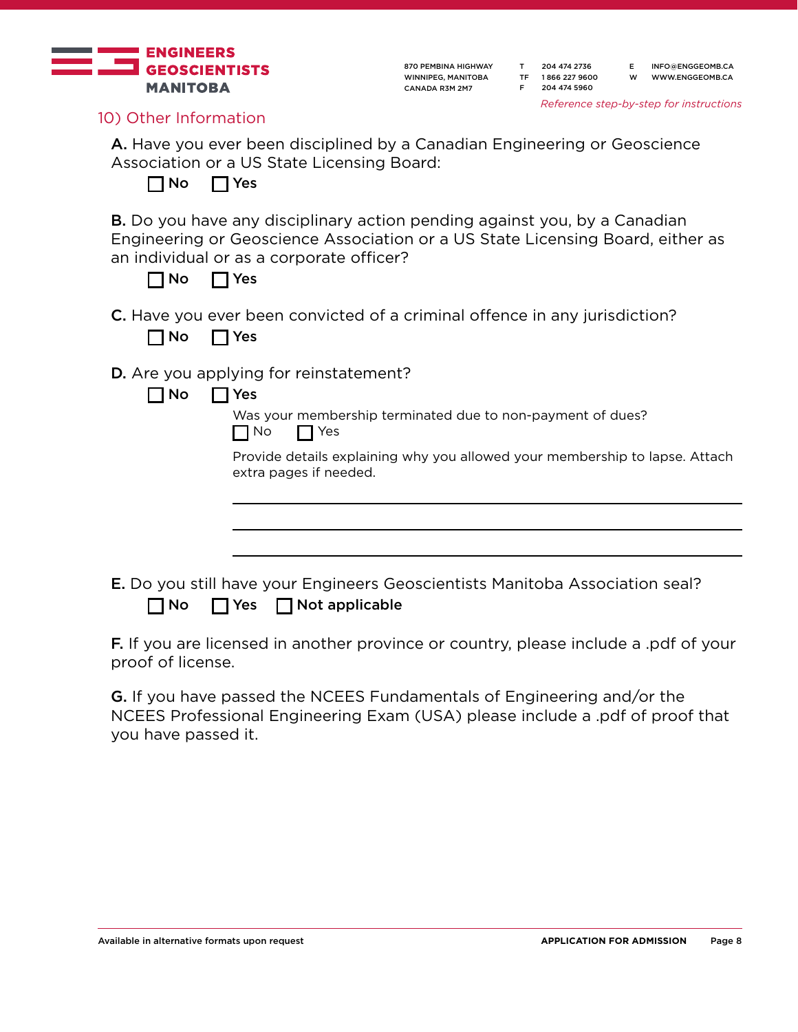ENGINEERS GEOSCIENTISTS MANITOBA

870 PEMBINA HIGHWAY
WINNIPEG, MANITOBA
CANADA R3M 2M7

T 204 474 2736
TF 1 866 227 9600
F 204 474 5960

E INFO@ENGGEOMB.CA
W WWW.ENGGEOMB.CA

*Reference step-by-step for instructions*

## 10) Other Information

**A.** Have you ever been disciplined by a Canadian Engineering or Geoscience Association or a US State Licensing Board:

☐ **No** ☐ **Yes**

**B.** Do you have any disciplinary action pending against you, by a Canadian Engineering or Geoscience Association or a US State Licensing Board, either as an individual or as a corporate officer?

☐ **No** ☐ **Yes**

**C.** Have you ever been convicted of a criminal offence in any jurisdiction?

☐ **No** ☐ **Yes**

**D.** Are you applying for reinstatement?

☐ **No** ☐ **Yes**

Was your membership terminated due to non-payment of dues?

☐ No ☐ Yes

Provide details explaining why you allowed your membership to lapse. Attach extra pages if needed.

\_\_\_\_\_\_\_\_\_\_\_\_\_\_\_\_\_\_\_\_\_\_\_\_\_\_\_\_\_\_\_\_\_\_\_\_\_\_\_\_

\_\_\_\_\_\_\_\_\_\_\_\_\_\_\_\_\_\_\_\_\_\_\_\_\_\_\_\_\_\_\_\_\_\_\_\_\_\_\_\_

\_\_\_\_\_\_\_\_\_\_\_\_\_\_\_\_\_\_\_\_\_\_\_\_\_\_\_\_\_\_\_\_\_\_\_\_\_\_\_\_

**E.** Do you still have your Engineers Geoscientists Manitoba Association seal?

☐ **No** ☐ **Yes** ☐ **Not applicable**

**F.** If you are licensed in another province or country, please include a .pdf of your proof of license.

**G.** If you have passed the NCEES Fundamentals of Engineering and/or the NCEES Professional Engineering Exam (USA) please include a .pdf of proof that you have passed it.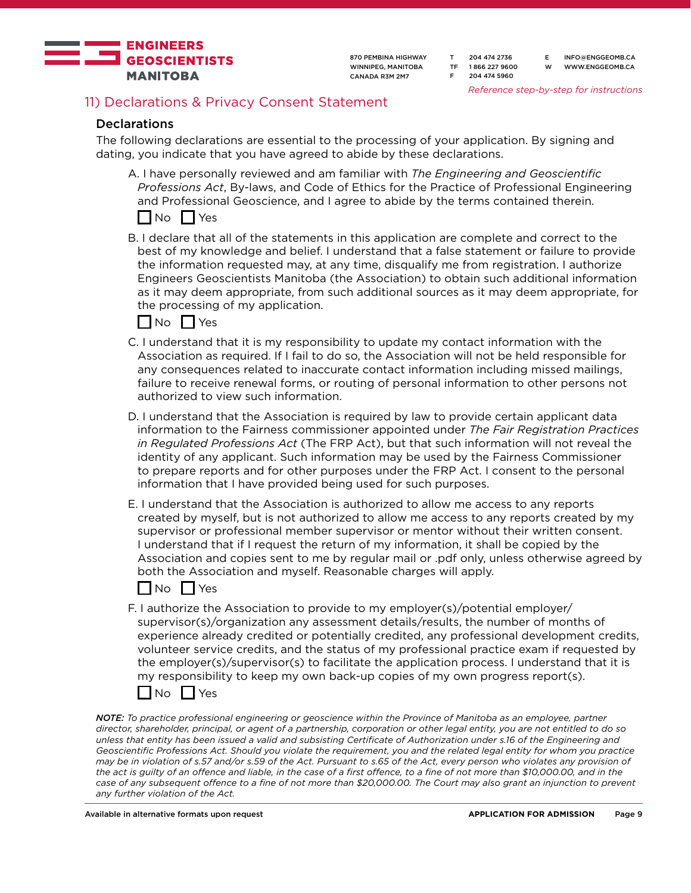*Reference step-by-step for instructions*

## 11) Declarations & Privacy Consent Statement

### Declarations

The following declarations are essential to the processing of your application. By signing and dating, you indicate that you have agreed to abide by these declarations.

A. I have personally reviewed and am familiar with *The Engineering and Geoscientific Professions Act*, By-laws, and Code of Ethics for the Practice of Professional Engineering and Professional Geoscience, and I agree to abide by the terms contained therein.

☐ No ☐ Yes

B. I declare that all of the statements in this application are complete and correct to the best of my knowledge and belief. I understand that a false statement or failure to provide the information requested may, at any time, disqualify me from registration. I authorize Engineers Geoscientists Manitoba (the Association) to obtain such additional information as it may deem appropriate, from such additional sources as it may deem appropriate, for the processing of my application.

☐ No ☐ Yes

C. I understand that it is my responsibility to update my contact information with the Association as required. If I fail to do so, the Association will not be held responsible for any consequences related to inaccurate contact information including missed mailings, failure to receive renewal forms, or routing of personal information to other persons not authorized to view such information.

D. I understand that the Association is required by law to provide certain applicant data information to the Fairness commissioner appointed under *The Fair Registration Practices in Regulated Professions Act* (The FRP Act), but that such information will not reveal the identity of any applicant. Such information may be used by the Fairness Commissioner to prepare reports and for other purposes under the FRP Act. I consent to the personal information that I have provided being used for such purposes.

E. I understand that the Association is authorized to allow me access to any reports created by myself, but is not authorized to allow me access to any reports created by my supervisor or professional member supervisor or mentor without their written consent. I understand that if I request the return of my information, it shall be copied by the Association and copies sent to me by regular mail or .pdf only, unless otherwise agreed by both the Association and myself. Reasonable charges will apply.

☐ No ☐ Yes

F. I authorize the Association to provide to my employer(s)/potential employer/supervisor(s)/organization any assessment details/results, the number of months of experience already credited or potentially credited, any professional development credits, volunteer service credits, and the status of my professional practice exam if requested by the employer(s)/supervisor(s) to facilitate the application process. I understand that it is my responsibility to keep my own back-up copies of my own progress report(s).

☐ No ☐ Yes

***NOTE:*** *To practice professional engineering or geoscience within the Province of Manitoba as an employee, partner director, shareholder, principal, or agent of a partnership, corporation or other legal entity, you are not entitled to do so unless that entity has been issued a valid and subsisting Certificate of Authorization under s.16 of the Engineering and Geoscientific Professions Act. Should you violate the requirement, you and the related legal entity for whom you practice may be in violation of s.57 and/or s.59 of the Act. Pursuant to s.65 of the Act, every person who violates any provision of the act is guilty of an offence and liable, in the case of a first offence, to a fine of not more than $10,000.00, and in the case of any subsequent offence to a fine of not more than $20,000.00. The Court may also grant an injunction to prevent any further violation of the Act.*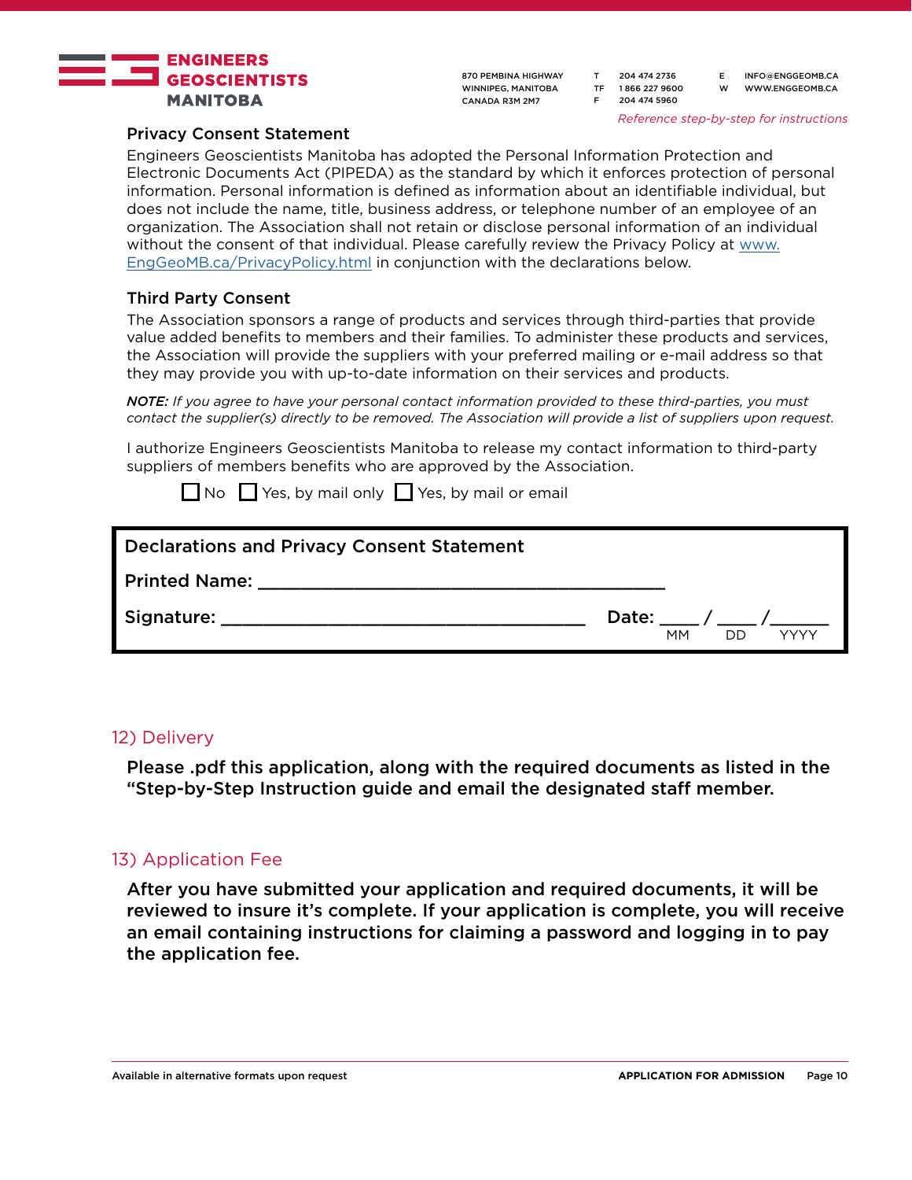*Reference step-by-step for instructions*

### Privacy Consent Statement

Engineers Geoscientists Manitoba has adopted the Personal Information Protection and Electronic Documents Act (PIPEDA) as the standard by which it enforces protection of personal information. Personal information is defined as information about an identifiable individual, but does not include the name, title, business address, or telephone number of an employee of an organization. The Association shall not retain or disclose personal information of an individual without the consent of that individual. Please carefully review the Privacy Policy at [www.EngGeoMB.ca/PrivacyPolicy.html](www.EngGeoMB.ca/PrivacyPolicy.html) in conjunction with the declarations below.

### Third Party Consent

The Association sponsors a range of products and services through third-parties that provide value added benefits to members and their families. To administer these products and services, the Association will provide the suppliers with your preferred mailing or e-mail address so that they may provide you with up-to-date information on their services and products.

***NOTE:*** *If you agree to have your personal contact information provided to these third-parties, you must contact the supplier(s) directly to be removed. The Association will provide a list of suppliers upon request.*

I authorize Engineers Geoscientists Manitoba to release my contact information to third-party suppliers of members benefits who are approved by the Association.

☐ No ☐ Yes, by mail only ☐ Yes, by mail or email

**Declarations and Privacy Consent Statement**

**Printed Name:** ________________________________________

**Signature:** ____________________________________ **Date:** ____ / ____ / ______
MM DD YYYY

## 12) Delivery

**Please .pdf this application, along with the required documents as listed in the "Step-by-Step Instruction guide and email the designated staff member.**

## 13) Application Fee

**After you have submitted your application and required documents, it will be reviewed to insure it's complete. If your application is complete, you will receive an email containing instructions for claiming a password and logging in to pay the application fee.**

Available in alternative formats upon request